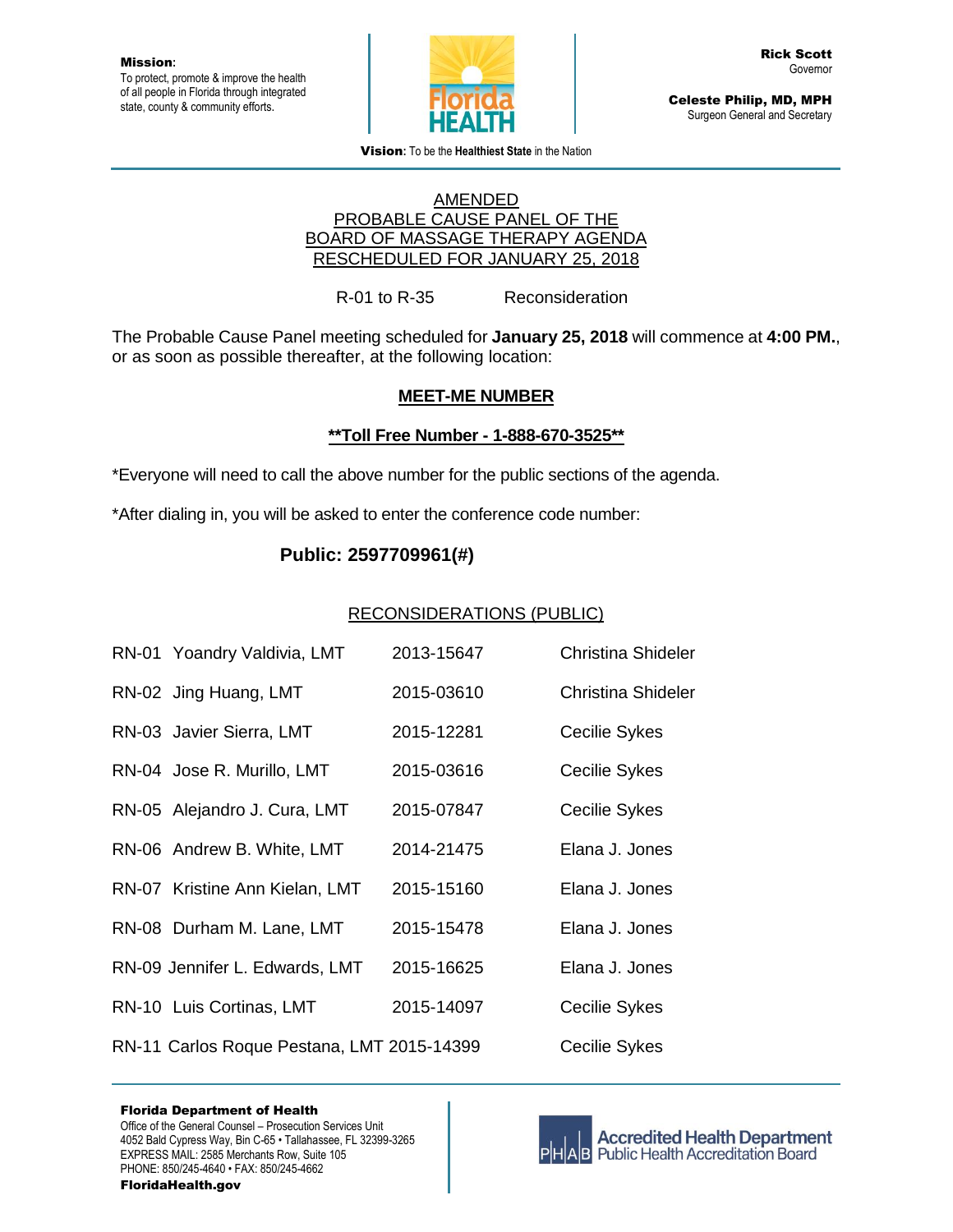**Mission**:
To protect, promote & improve the health of all people in Florida through integrated state, county & community efforts.

Florida HEALTH

**Rick Scott**
Governor

**Celeste Philip, MD, MPH**
Surgeon General and Secretary

**Vision:** To be the **Healthiest State** in the Nation

# AMENDED
# PROBABLE CAUSE PANEL OF THE BOARD OF MASSAGE THERAPY AGENDA
# RESCHEDULED FOR JANUARY 25, 2018

R-01 to R-35 Reconsideration

The Probable Cause Panel meeting scheduled for **January 25, 2018** will commence at **4:00 PM.**, or as soon as possible thereafter, at the following location:

## MEET-ME NUMBER

**\*\*Toll Free Number - 1-888-670-3525\*\***

*Everyone will need to call the above number for the public sections of the agenda.

*After dialing in, you will be asked to enter the conference code number:

**Public: 2597709961(#)**

## RECONSIDERATIONS (PUBLIC)

| | | | |
|---|---|---|---|
| RN-01 | Yoandry Valdivia, LMT | 2013-15647 | Christina Shideler |
| RN-02 | Jing Huang, LMT | 2015-03610 | Christina Shideler |
| RN-03 | Javier Sierra, LMT | 2015-12281 | Cecilie Sykes |
| RN-04 | Jose R. Murillo, LMT | 2015-03616 | Cecilie Sykes |
| RN-05 | Alejandro J. Cura, LMT | 2015-07847 | Cecilie Sykes |
| RN-06 | Andrew B. White, LMT | 2014-21475 | Elana J. Jones |
| RN-07 | Kristine Ann Kielan, LMT | 2015-15160 | Elana J. Jones |
| RN-08 | Durham M. Lane, LMT | 2015-15478 | Elana J. Jones |
| RN-09 | Jennifer L. Edwards, LMT | 2015-16625 | Elana J. Jones |
| RN-10 | Luis Cortinas, LMT | 2015-14097 | Cecilie Sykes |
| RN-11 | Carlos Roque Pestana, LMT | 2015-14399 | Cecilie Sykes |

**Florida Department of Health**
Office of the General Counsel – Prosecution Services Unit
4052 Bald Cypress Way, Bin C-65 • Tallahassee, FL 32399-3265
EXPRESS MAIL: 2585 Merchants Row, Suite 105
PHONE: 850/245-4640 • FAX: 850/245-4662
**FloridaHealth.gov**

Accredited Health Department
PHAB Public Health Accreditation Board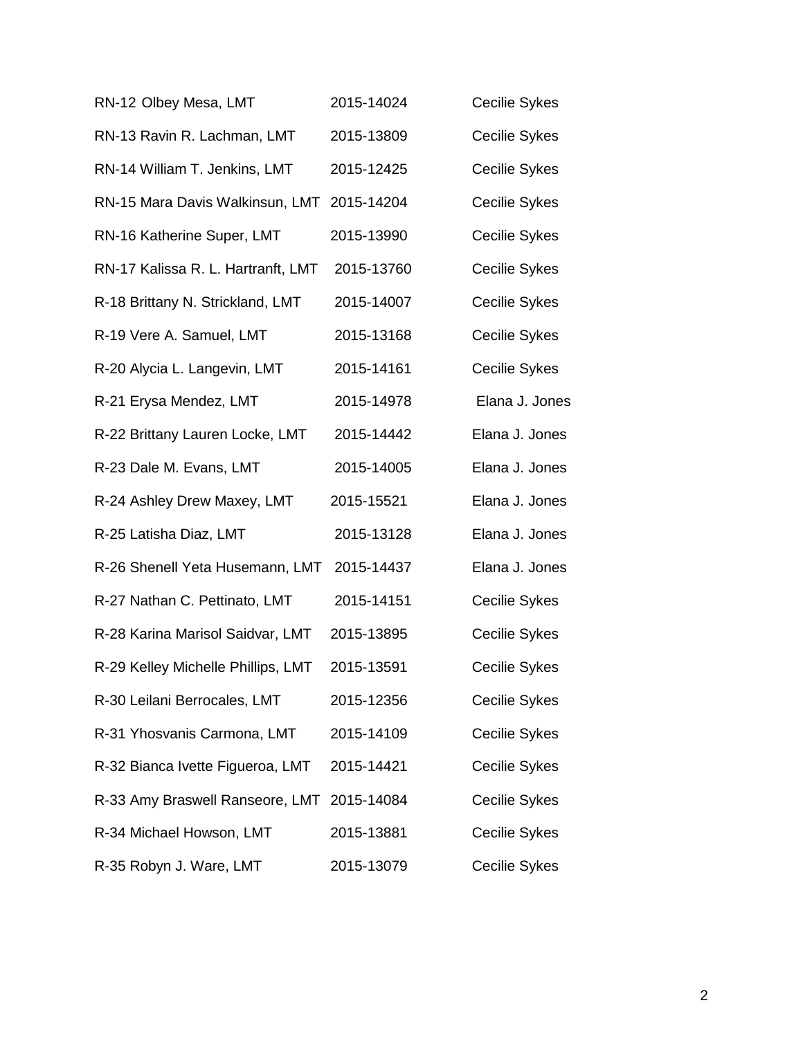| | | |
|---|---|---|
| RN-12 Olbey Mesa, LMT | 2015-14024 | Cecilie Sykes |
| RN-13 Ravin R. Lachman, LMT | 2015-13809 | Cecilie Sykes |
| RN-14 William T. Jenkins, LMT | 2015-12425 | Cecilie Sykes |
| RN-15 Mara Davis Walkinsun, LMT | 2015-14204 | Cecilie Sykes |
| RN-16 Katherine Super, LMT | 2015-13990 | Cecilie Sykes |
| RN-17 Kalissa R. L. Hartranft, LMT | 2015-13760 | Cecilie Sykes |
| R-18 Brittany N. Strickland, LMT | 2015-14007 | Cecilie Sykes |
| R-19 Vere A. Samuel, LMT | 2015-13168 | Cecilie Sykes |
| R-20 Alycia L. Langevin, LMT | 2015-14161 | Cecilie Sykes |
| R-21 Erysa Mendez, LMT | 2015-14978 | Elana J. Jones |
| R-22 Brittany Lauren Locke, LMT | 2015-14442 | Elana J. Jones |
| R-23 Dale M. Evans, LMT | 2015-14005 | Elana J. Jones |
| R-24 Ashley Drew Maxey, LMT | 2015-15521 | Elana J. Jones |
| R-25 Latisha Diaz, LMT | 2015-13128 | Elana J. Jones |
| R-26 Shenell Yeta Husemann, LMT | 2015-14437 | Elana J. Jones |
| R-27 Nathan C. Pettinato, LMT | 2015-14151 | Cecilie Sykes |
| R-28 Karina Marisol Saidvar, LMT | 2015-13895 | Cecilie Sykes |
| R-29 Kelley Michelle Phillips, LMT | 2015-13591 | Cecilie Sykes |
| R-30 Leilani Berrocales, LMT | 2015-12356 | Cecilie Sykes |
| R-31 Yhosvanis Carmona, LMT | 2015-14109 | Cecilie Sykes |
| R-32 Bianca Ivette Figueroa, LMT | 2015-14421 | Cecilie Sykes |
| R-33 Amy Braswell Ranseore, LMT | 2015-14084 | Cecilie Sykes |
| R-34 Michael Howson, LMT | 2015-13881 | Cecilie Sykes |
| R-35 Robyn J. Ware, LMT | 2015-13079 | Cecilie Sykes |